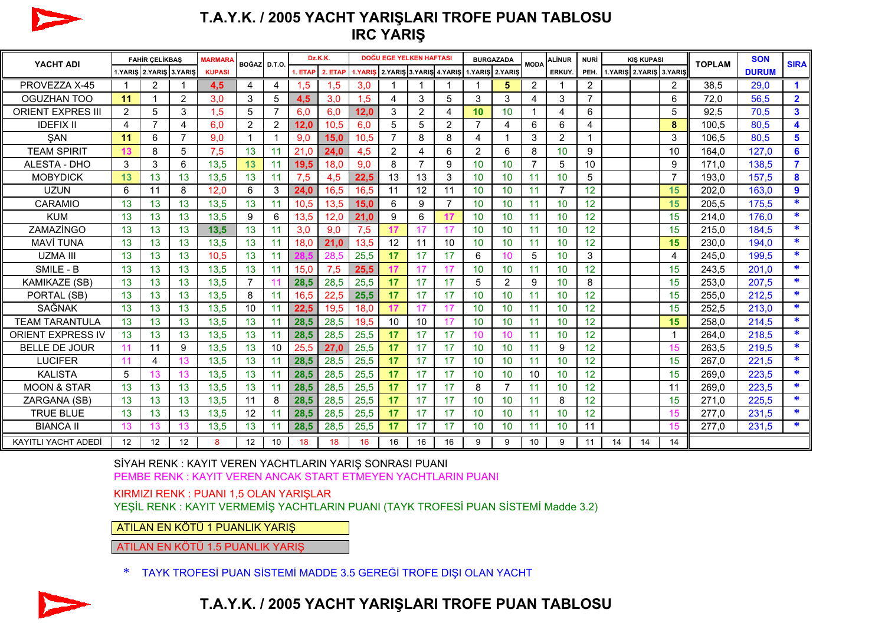# T.A.Y.K. / 2005 YACHT YARIŞLARI TROFE PUAN TABLOSU
## IRC YARIŞ

| YACHT ADI | FAHİR ÇELİKBAŞ | | | MARMARA | BOĞAZ | D.T.O. | Dz.K.K. | | DOĞU EGE YELKEN HAFTASI | | | | BURGAZADA | | MODA | ALİNUR | NURİ | KIŞ KUPASI | | | TOPLAM | SON | SIRA |
|---|---|---|---|---|---|---|---|---|---|---|---|---|---|---|---|---|---|---|---|---|---|---|---|
| | 1.YARIŞ | 2.YARIŞ | 3.YARIŞ | KUPASI | | | 1. ETAP | 2. ETAP | 1.YARIŞ | 2.YARIŞ | 3.YARIŞ | 4.YARIŞ | 1.YARIŞ | 2.YARIŞ | | ERKUY. | PEH. | 1.YARIŞ | 2.YARIŞ | 3.YARIŞ | | DURUM | |
| PROVEZZA X-45 | 1 | 2 | 1 | 4,5 | 4 | 4 | 1,5 | 1,5 | 3,0 | 1 | 1 | 1 | 1 | 5 | 2 | 1 | 2 | | | 2 | 38,5 | 29,0 | 1 |
| OGUZHAN TOO | 11 | 1 | 2 | 3,0 | 3 | 5 | 4,5 | 3,0 | 1,5 | 4 | 3 | 5 | 3 | 3 | 4 | 3 | 7 | | | 6 | 72,0 | 56,5 | 2 |
| ORIENT EXPRES III | 2 | 5 | 3 | 1,5 | 5 | 7 | 6,0 | 6,0 | 12,0 | 3 | 2 | 4 | 10 | 10 | 1 | 4 | 6 | | | 5 | 92,5 | 70,5 | 3 |
| IDEFIX II | 4 | 7 | 4 | 6,0 | 2 | 2 | 12,0 | 10,5 | 6,0 | 5 | 5 | 2 | 7 | 4 | 6 | 6 | 4 | | | 8 | 100,5 | 80,5 | 4 |
| ŞAN | 11 | 6 | 7 | 9,0 | 1 | 1 | 9,0 | 15,0 | 10,5 | 7 | 8 | 8 | 4 | 1 | 3 | 2 | 1 | | | 3 | 106,5 | 80,5 | 5 |
| TEAM SPIRIT | 13 | 8 | 5 | 7,5 | 13 | 11 | 21,0 | 24,0 | 4,5 | 2 | 4 | 6 | 2 | 6 | 8 | 10 | 9 | | | 10 | 164,0 | 127,0 | 6 |
| ALESTA - DHO | 3 | 3 | 6 | 13,5 | 13 | 11 | 19,5 | 18,0 | 9,0 | 8 | 7 | 9 | 10 | 10 | 7 | 5 | 10 | | | 9 | 171,0 | 138,5 | 7 |
| MOBYDICK | 13 | 13 | 13 | 13,5 | 13 | 11 | 7,5 | 4,5 | 22,5 | 13 | 13 | 3 | 10 | 10 | 11 | 10 | 5 | | | 7 | 193,0 | 157,5 | 8 |
| UZUN | 6 | 11 | 8 | 12,0 | 6 | 3 | 24,0 | 16,5 | 16,5 | 11 | 12 | 11 | 10 | 10 | 11 | 7 | 12 | | | 15 | 202,0 | 163,0 | 9 |
| CARAMIO | 13 | 13 | 13 | 13,5 | 13 | 11 | 10,5 | 13,5 | 15,0 | 6 | 9 | 7 | 10 | 10 | 11 | 10 | 12 | | | 15 | 205,5 | 175,5 | * |
| KUM | 13 | 13 | 13 | 13,5 | 9 | 6 | 13,5 | 12,0 | 21,0 | 9 | 6 | 17 | 10 | 10 | 11 | 10 | 12 | | | 15 | 214,0 | 176,0 | * |
| ZAMAZİNGO | 13 | 13 | 13 | 13,5 | 13 | 11 | 3,0 | 9,0 | 7,5 | 17 | 17 | 17 | 10 | 10 | 11 | 10 | 12 | | | 15 | 215,0 | 184,5 | * |
| MAVİ TUNA | 13 | 13 | 13 | 13,5 | 13 | 11 | 18,0 | 21,0 | 13,5 | 12 | 11 | 10 | 10 | 10 | 11 | 10 | 12 | | | 15 | 230,0 | 194,0 | * |
| UZMA III | 13 | 13 | 13 | 10,5 | 13 | 11 | 28,5 | 28,5 | 25,5 | 17 | 17 | 17 | 6 | 10 | 5 | 10 | 3 | | | 4 | 245,0 | 199,5 | * |
| SMILE - B | 13 | 13 | 13 | 13,5 | 13 | 11 | 15,0 | 7,5 | 25,5 | 17 | 17 | 17 | 10 | 10 | 11 | 10 | 12 | | | 15 | 243,5 | 201,0 | * |
| KAMIKAZE (SB) | 13 | 13 | 13 | 13,5 | 7 | 11 | 28,5 | 28,5 | 25,5 | 17 | 17 | 17 | 5 | 2 | 9 | 10 | 8 | | | 15 | 253,0 | 207,5 | * |
| PORTAL (SB) | 13 | 13 | 13 | 13,5 | 8 | 11 | 16,5 | 22,5 | 25,5 | 17 | 17 | 17 | 10 | 10 | 11 | 10 | 12 | | | 15 | 255,0 | 212,5 | * |
| SAĞNAK | 13 | 13 | 13 | 13,5 | 10 | 11 | 22,5 | 19,5 | 18,0 | 17 | 17 | 17 | 10 | 10 | 11 | 10 | 12 | | | 15 | 252,5 | 213,0 | * |
| TEAM TARANTULA | 13 | 13 | 13 | 13,5 | 13 | 11 | 28,5 | 28,5 | 19,5 | 10 | 10 | 17 | 10 | 10 | 11 | 10 | 12 | | | 15 | 258,0 | 214,5 | * |
| ORIENT EXPRESS IV | 13 | 13 | 13 | 13,5 | 13 | 11 | 28,5 | 28,5 | 25,5 | 17 | 17 | 17 | 10 | 10 | 11 | 10 | 12 | | | 1 | 264,0 | 218,5 | * |
| BELLE DE JOUR | 11 | 11 | 9 | 13,5 | 13 | 10 | 25,5 | 27,0 | 25,5 | 17 | 17 | 17 | 10 | 10 | 11 | 9 | 12 | | | 15 | 263,5 | 219,5 | * |
| LUCIFER | 11 | 4 | 13 | 13,5 | 13 | 11 | 28,5 | 28,5 | 25,5 | 17 | 17 | 17 | 10 | 10 | 11 | 10 | 12 | | | 15 | 267,0 | 221,5 | * |
| KALISTA | 5 | 13 | 13 | 13,5 | 13 | 11 | 28,5 | 28,5 | 25,5 | 17 | 17 | 17 | 10 | 10 | 10 | 10 | 12 | | | 15 | 269,0 | 223,5 | * |
| MOON & STAR | 13 | 13 | 13 | 13,5 | 13 | 11 | 28,5 | 28,5 | 25,5 | 17 | 17 | 17 | 8 | 7 | 11 | 10 | 12 | | | 11 | 269,0 | 223,5 | * |
| ZARGANA (SB) | 13 | 13 | 13 | 13,5 | 11 | 8 | 28,5 | 28,5 | 25,5 | 17 | 17 | 17 | 10 | 10 | 11 | 8 | 12 | | | 15 | 271,0 | 225,5 | * |
| TRUE BLUE | 13 | 13 | 13 | 13,5 | 12 | 11 | 28,5 | 28,5 | 25,5 | 17 | 17 | 17 | 10 | 10 | 11 | 10 | 12 | | | 15 | 277,0 | 231,5 | * |
| BIANCA II | 13 | 13 | 13 | 13,5 | 13 | 11 | 28,5 | 28,5 | 25,5 | 17 | 17 | 17 | 10 | 10 | 11 | 10 | 11 | | | 15 | 277,0 | 231,5 | * |
| KAYITLI YACHT ADEDİ | 12 | 12 | 12 | 8 | 12 | 10 | 18 | 18 | 16 | 16 | 16 | 16 | 9 | 9 | 10 | 9 | 11 | 14 | 14 | 14 | | | |

SİYAH RENK : KAYIT VEREN YACHTLARIN YARIŞ SONRASI PUANI

PEMBE RENK : KAYIT VEREN ANCAK START ETMEYEN YACHTLARIN PUANI

KIRMIZI RENK : PUANI 1,5 OLAN YARIŞLAR

YEŞİL RENK : KAYIT VERMEMİŞ YACHTLARIN PUANI (TAYK TROFESİ PUAN SİSTEMİ Madde 3.2)

ATILAN EN KÖTÜ 1 PUANLIK YARIŞ

ATILAN EN KÖTÜ 1.5 PUANLIK YARIŞ

\* TAYK TROFESİ PUAN SİSTEMİ MADDE 3.5 GEREĞİ TROFE DIŞI OLAN YACHT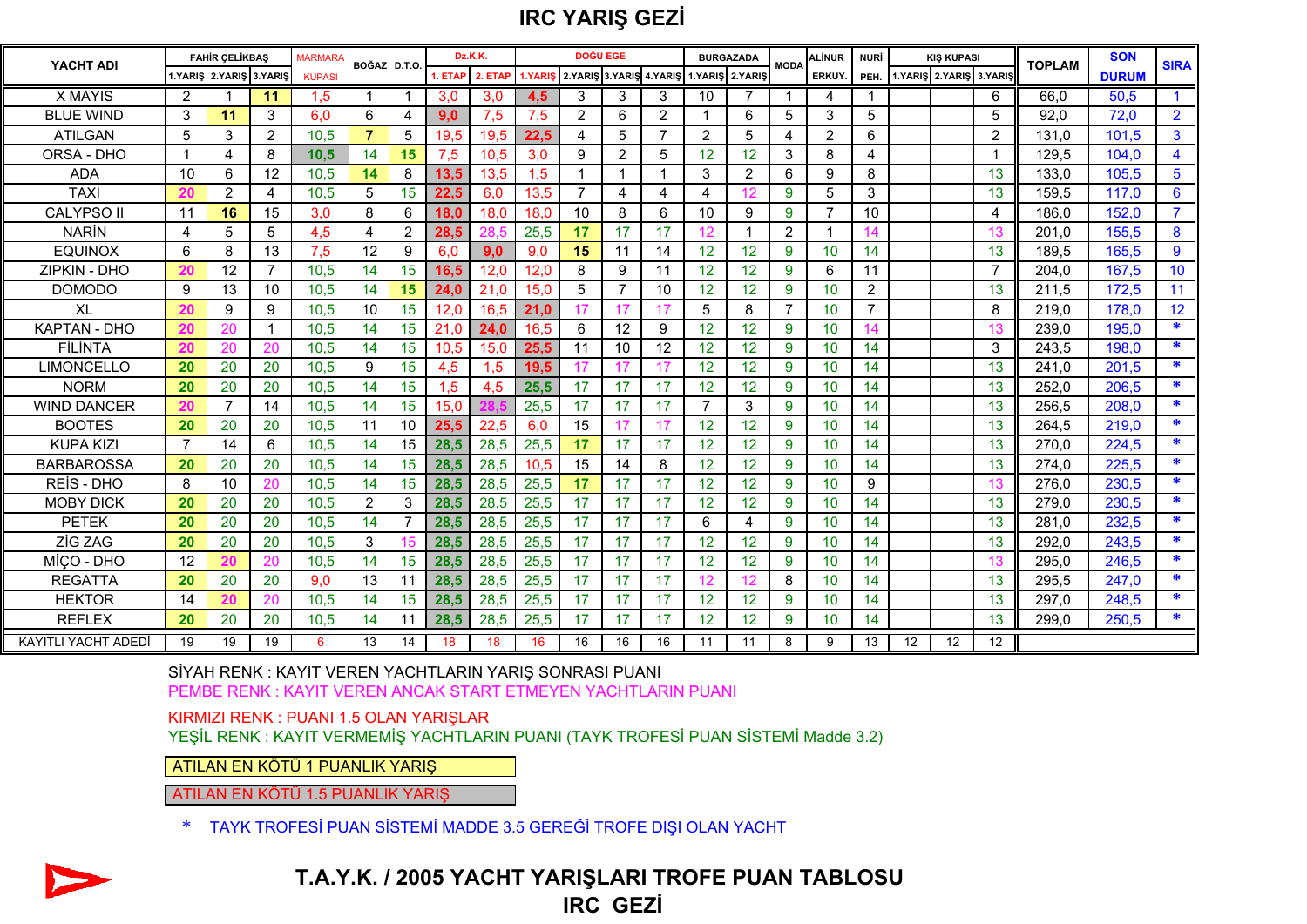# IRC YARIŞ GEZİ

| YACHT ADI | FAHİR ÇELİKBAŞ | | | MARMARA | BOĞAZ | D.T.O. | Dz.K.K. | | DOĞU EGE | | | | BURGAZADA | | MODA | ALİNUR | NURİ | KIŞ KUPASI | | | TOPLAM | SON | SIRA |
|---|---|---|---|---|---|---|---|---|---|---|---|---|---|---|---|---|---|---|---|---|---|---|---|
| | 1.YARIŞ | 2.YARIŞ | 3.YARIŞ | KUPASI | | | 1. ETAP | 2. ETAP | 1.YARIŞ | 2.YARIŞ | 3.YARIŞ | 4.YARIŞ | 1.YARIŞ | 2.YARIŞ | | ERKUY. | PEH. | 1.YARIŞ | 2.YARIŞ | 3.YARIŞ | | DURUM | |
| X MAYIS | 2 | 1 | 11 | 1,5 | 1 | 1 | 3,0 | 3,0 | 4,5 | 3 | 3 | 3 | 10 | 7 | 1 | 4 | 1 | | | 6 | 66,0 | 50,5 | 1 |
| BLUE WIND | 3 | 11 | 3 | 6,0 | 6 | 4 | 9,0 | 7,5 | 7,5 | 2 | 6 | 2 | 1 | 6 | 5 | 3 | 5 | | | 5 | 92,0 | 72,0 | 2 |
| ATILGAN | 5 | 3 | 2 | 10,5 | 7 | 5 | 19,5 | 19,5 | 22,5 | 4 | 5 | 7 | 2 | 5 | 4 | 2 | 6 | | | 2 | 131,0 | 101,5 | 3 |
| ORSA - DHO | 1 | 4 | 8 | 10,5 | 14 | 15 | 7,5 | 10,5 | 3,0 | 9 | 2 | 5 | 12 | 12 | 3 | 8 | 4 | | | 1 | 129,5 | 104,0 | 4 |
| ADA | 10 | 6 | 12 | 10,5 | 14 | 8 | 13,5 | 13,5 | 1,5 | 1 | 1 | 1 | 3 | 2 | 6 | 9 | 8 | | | 13 | 133,0 | 105,5 | 5 |
| TAXI | 20 | 2 | 4 | 10,5 | 5 | 15 | 22,5 | 6,0 | 13,5 | 7 | 4 | 4 | 4 | 12 | 9 | 5 | 3 | | | 13 | 159,5 | 117,0 | 6 |
| CALYPSO II | 11 | 16 | 15 | 3,0 | 8 | 6 | 18,0 | 18,0 | 18,0 | 10 | 8 | 6 | 10 | 9 | 9 | 7 | 10 | | | 4 | 186,0 | 152,0 | 7 |
| NARİN | 4 | 5 | 5 | 4,5 | 4 | 2 | 28,5 | 28,5 | 25,5 | 17 | 17 | 17 | 12 | 1 | 2 | 1 | 14 | | | 13 | 201,0 | 155,5 | 8 |
| EQUINOX | 6 | 8 | 13 | 7,5 | 12 | 9 | 6,0 | 9,0 | 9,0 | 15 | 11 | 14 | 12 | 12 | 9 | 10 | 14 | | | 13 | 189,5 | 165,5 | 9 |
| ZIPKIN - DHO | 20 | 12 | 7 | 10,5 | 14 | 15 | 16,5 | 12,0 | 12,0 | 8 | 9 | 11 | 12 | 12 | 9 | 6 | 11 | | | 7 | 204,0 | 167,5 | 10 |
| DOMODO | 9 | 13 | 10 | 10,5 | 14 | 15 | 24,0 | 21,0 | 15,0 | 5 | 7 | 10 | 12 | 12 | 9 | 10 | 2 | | | 13 | 211,5 | 172,5 | 11 |
| XL | 20 | 9 | 9 | 10,5 | 10 | 15 | 12,0 | 16,5 | 21,0 | 17 | 17 | 17 | 5 | 8 | 7 | 10 | 7 | | | 8 | 219,0 | 178,0 | 12 |
| KAPTAN - DHO | 20 | 20 | 1 | 10,5 | 14 | 15 | 21,0 | 24,0 | 16,5 | 6 | 12 | 9 | 12 | 12 | 9 | 10 | 14 | | | 13 | 239,0 | 195,0 | * |
| FİLİNTA | 20 | 20 | 20 | 10,5 | 14 | 15 | 10,5 | 15,0 | 25,5 | 11 | 10 | 12 | 12 | 12 | 9 | 10 | 14 | | | 3 | 243,5 | 198,0 | * |
| LIMONCELLO | 20 | 20 | 20 | 10,5 | 9 | 15 | 4,5 | 1,5 | 19,5 | 17 | 17 | 17 | 12 | 12 | 9 | 10 | 14 | | | 13 | 241,0 | 201,5 | * |
| NORM | 20 | 20 | 20 | 10,5 | 14 | 15 | 1,5 | 4,5 | 25,5 | 17 | 17 | 17 | 12 | 12 | 9 | 10 | 14 | | | 13 | 252,0 | 206,5 | * |
| WIND DANCER | 20 | 7 | 14 | 10,5 | 14 | 15 | 15,0 | 28,5 | 25,5 | 17 | 17 | 17 | 7 | 3 | 9 | 10 | 14 | | | 13 | 256,5 | 208,0 | * |
| BOOTES | 20 | 20 | 20 | 10,5 | 11 | 10 | 25,5 | 22,5 | 6,0 | 15 | 17 | 17 | 12 | 12 | 9 | 10 | 14 | | | 13 | 264,5 | 219,0 | * |
| KUPA KIZI | 7 | 14 | 6 | 10,5 | 14 | 15 | 28,5 | 28,5 | 25,5 | 17 | 17 | 17 | 12 | 12 | 9 | 10 | 14 | | | 13 | 270,0 | 224,5 | * |
| BARBAROSSA | 20 | 20 | 20 | 10,5 | 14 | 15 | 28,5 | 28,5 | 10,5 | 15 | 14 | 8 | 12 | 12 | 9 | 10 | 14 | | | 13 | 274,0 | 225,5 | * |
| REİS - DHO | 8 | 10 | 20 | 10,5 | 14 | 15 | 28,5 | 28,5 | 25,5 | 17 | 17 | 17 | 12 | 12 | 9 | 10 | 9 | | | 13 | 276,0 | 230,5 | * |
| MOBY DICK | 20 | 20 | 20 | 10,5 | 2 | 3 | 28,5 | 28,5 | 25,5 | 17 | 17 | 17 | 12 | 12 | 9 | 10 | 14 | | | 13 | 279,0 | 230,5 | * |
| PETEK | 20 | 20 | 20 | 10,5 | 14 | 7 | 28,5 | 28,5 | 25,5 | 17 | 17 | 17 | 6 | 4 | 9 | 10 | 14 | | | 13 | 281,0 | 232,5 | * |
| ZİG ZAG | 20 | 20 | 20 | 10,5 | 3 | 15 | 28,5 | 28,5 | 25,5 | 17 | 17 | 17 | 12 | 12 | 9 | 10 | 14 | | | 13 | 292,0 | 243,5 | * |
| MİÇO - DHO | 12 | 20 | 20 | 10,5 | 14 | 15 | 28,5 | 28,5 | 25,5 | 17 | 17 | 17 | 12 | 12 | 9 | 10 | 14 | | | 13 | 295,0 | 246,5 | * |
| REGATTA | 20 | 20 | 20 | 9,0 | 13 | 11 | 28,5 | 28,5 | 25,5 | 17 | 17 | 17 | 12 | 12 | 8 | 10 | 14 | | | 13 | 295,5 | 247,0 | * |
| HEKTOR | 14 | 20 | 20 | 10,5 | 14 | 15 | 28,5 | 28,5 | 25,5 | 17 | 17 | 17 | 12 | 12 | 9 | 10 | 14 | | | 13 | 297,0 | 248,5 | * |
| REFLEX | 20 | 20 | 20 | 10,5 | 14 | 11 | 28,5 | 28,5 | 25,5 | 17 | 17 | 17 | 12 | 12 | 9 | 10 | 14 | | | 13 | 299,0 | 250,5 | * |
| KAYITLI YACHT ADEDİ | 19 | 19 | 19 | 6 | 13 | 14 | 18 | 18 | 16 | 16 | 16 | 16 | 11 | 11 | 8 | 9 | 13 | 12 | 12 | 12 | | | |

SİYAH RENK : KAYIT VEREN YACHTLARIN YARIŞ SONRASI PUANI

PEMBE RENK : KAYIT VEREN ANCAK START ETMEYEN YACHTLARIN PUANI

KIRMIZI RENK : PUANI 1.5 OLAN YARIŞLAR

YEŞİL RENK : KAYIT VERMEMİŞ YACHTLARIN PUANI (TAYK TROFESİ PUAN SİSTEMİ Madde 3.2)

ATILAN EN KÖTÜ 1 PUANLIK YARIŞ

ATILAN EN KÖTÜ 1.5 PUANLIK YARIŞ

\* TAYK TROFESİ PUAN SİSTEMİ MADDE 3.5 GEREĞİ TROFE DIŞI OLAN YACHT

**T.A.Y.K. / 2005 YACHT YARIŞLARI TROFE PUAN TABLOSU**

**IRC GEZİ**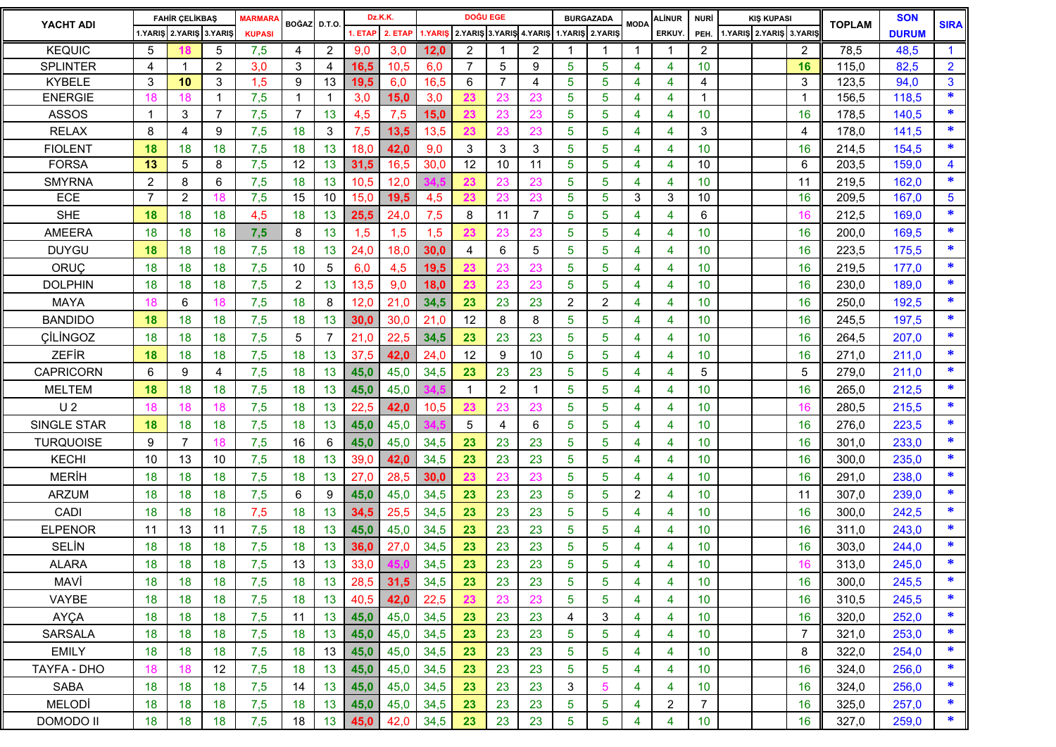| YACHT ADI | FAHİR ÇELİKBAŞ | | | MARMARA KUPASI | BOĞAZ | D.T.O. | Dz.K.K. | | DOĞU EGE | | | | BURGAZADA | | MODA | ALİNUR ERKUY. | NURİ PEH. | KIŞ KUPASI | | | TOPLAM | SON DURUM | SIRA |
|---|---|---|---|---|---|---|---|---|---|---|---|---|---|---|---|---|---|---|---|---|---|---|---|
| | 1.YARIŞ | 2.YARIŞ | 3.YARIŞ | | | | 1. ETAP | 2. ETAP | 1.YARIŞ | 2.YARIŞ | 3.YARIŞ | 4.YARIŞ | 1.YARIŞ | 2.YARIŞ | | | | 1.YARIŞ | 2.YARIŞ | 3.YARIŞ | | | |
| KEQUIC | 5 | 18 | 5 | 7,5 | 4 | 2 | 9,0 | 3,0 | 12,0 | 2 | 1 | 2 | 1 | 1 | 1 | 1 | 2 | | | 2 | 78,5 | 48,5 | 1 |
| SPLINTER | 4 | 1 | 2 | 3,0 | 3 | 4 | 16,5 | 10,5 | 6,0 | 7 | 5 | 9 | 5 | 5 | 4 | 4 | 10 | | | 16 | 115,0 | 82,5 | 2 |
| KYBELE | 3 | 10 | 3 | 1,5 | 9 | 13 | 19,5 | 6,0 | 16,5 | 6 | 7 | 4 | 5 | 5 | 4 | 4 | 4 | | | 3 | 123,5 | 94,0 | 3 |
| ENERGIE | 18 | 18 | 1 | 7,5 | 1 | 1 | 3,0 | 15,0 | 3,0 | 23 | 23 | 23 | 5 | 5 | 4 | 4 | 1 | | | 1 | 156,5 | 118,5 | * |
| ASSOS | 1 | 3 | 7 | 7,5 | 7 | 13 | 4,5 | 7,5 | 15,0 | 23 | 23 | 23 | 5 | 5 | 4 | 4 | 10 | | | 16 | 178,5 | 140,5 | * |
| RELAX | 8 | 4 | 9 | 7,5 | 18 | 3 | 7,5 | 13,5 | 13,5 | 23 | 23 | 23 | 5 | 5 | 4 | 4 | 3 | | | 4 | 178,0 | 141,5 | * |
| FIOLENT | 18 | 18 | 18 | 7,5 | 18 | 13 | 18,0 | 42,0 | 9,0 | 3 | 3 | 3 | 5 | 5 | 4 | 4 | 10 | | | 16 | 214,5 | 154,5 | * |
| FORSA | 13 | 5 | 8 | 7,5 | 12 | 13 | 31,5 | 16,5 | 30,0 | 12 | 10 | 11 | 5 | 5 | 4 | 4 | 10 | | | 6 | 203,5 | 159,0 | 4 |
| SMYRNA | 2 | 8 | 6 | 7,5 | 18 | 13 | 10,5 | 12,0 | 34,5 | 23 | 23 | 23 | 5 | 5 | 4 | 4 | 10 | | | 11 | 219,5 | 162,0 | * |
| ECE | 7 | 2 | 18 | 7,5 | 15 | 10 | 15,0 | 19,5 | 4,5 | 23 | 23 | 23 | 5 | 5 | 3 | 3 | 10 | | | 16 | 209,5 | 167,0 | 5 |
| SHE | 18 | 18 | 18 | 4,5 | 18 | 13 | 25,5 | 24,0 | 7,5 | 8 | 11 | 7 | 5 | 5 | 4 | 4 | 6 | | | 16 | 212,5 | 169,0 | * |
| AMEERA | 18 | 18 | 18 | 7,5 | 8 | 13 | 1,5 | 1,5 | 1,5 | 23 | 23 | 23 | 5 | 5 | 4 | 4 | 10 | | | 16 | 200,0 | 169,5 | * |
| DUYGU | 18 | 18 | 18 | 7,5 | 18 | 13 | 24,0 | 18,0 | 30,0 | 4 | 6 | 5 | 5 | 5 | 4 | 4 | 10 | | | 16 | 223,5 | 175,5 | * |
| ORUÇ | 18 | 18 | 18 | 7,5 | 10 | 5 | 6,0 | 4,5 | 19,5 | 23 | 23 | 23 | 5 | 5 | 4 | 4 | 10 | | | 16 | 219,5 | 177,0 | * |
| DOLPHIN | 18 | 18 | 18 | 7,5 | 2 | 13 | 13,5 | 9,0 | 18,0 | 23 | 23 | 23 | 5 | 5 | 4 | 4 | 10 | | | 16 | 230,0 | 189,0 | * |
| MAYA | 18 | 6 | 18 | 7,5 | 18 | 8 | 12,0 | 21,0 | 34,5 | 23 | 23 | 23 | 2 | 2 | 4 | 4 | 10 | | | 16 | 250,0 | 192,5 | * |
| BANDIDO | 18 | 18 | 18 | 7,5 | 18 | 13 | 30,0 | 30,0 | 21,0 | 12 | 8 | 8 | 5 | 5 | 4 | 4 | 10 | | | 16 | 245,5 | 197,5 | * |
| ÇİLİNGOZ | 18 | 18 | 18 | 7,5 | 5 | 7 | 21,0 | 22,5 | 34,5 | 23 | 23 | 23 | 5 | 5 | 4 | 4 | 10 | | | 16 | 264,5 | 207,0 | * |
| ZEFİR | 18 | 18 | 18 | 7,5 | 18 | 13 | 37,5 | 42,0 | 24,0 | 12 | 9 | 10 | 5 | 5 | 4 | 4 | 10 | | | 16 | 271,0 | 211,0 | * |
| CAPRICORN | 6 | 9 | 4 | 7,5 | 18 | 13 | 45,0 | 45,0 | 34,5 | 23 | 23 | 23 | 5 | 5 | 4 | 4 | 5 | | | 5 | 279,0 | 211,0 | * |
| MELTEM | 18 | 18 | 18 | 7,5 | 18 | 13 | 45,0 | 45,0 | 34,5 | 1 | 2 | 1 | 5 | 5 | 4 | 4 | 10 | | | 16 | 265,0 | 212,5 | * |
| U 2 | 18 | 18 | 18 | 7,5 | 18 | 13 | 22,5 | 42,0 | 10,5 | 23 | 23 | 23 | 5 | 5 | 4 | 4 | 10 | | | 16 | 280,5 | 215,5 | * |
| SINGLE STAR | 18 | 18 | 18 | 7,5 | 18 | 13 | 45,0 | 45,0 | 34,5 | 5 | 4 | 6 | 5 | 5 | 4 | 4 | 10 | | | 16 | 276,0 | 223,5 | * |
| TURQUOISE | 9 | 7 | 18 | 7,5 | 16 | 6 | 45,0 | 45,0 | 34,5 | 23 | 23 | 23 | 5 | 5 | 4 | 4 | 10 | | | 16 | 301,0 | 233,0 | * |
| KECHI | 10 | 13 | 10 | 7,5 | 18 | 13 | 39,0 | 42,0 | 34,5 | 23 | 23 | 23 | 5 | 5 | 4 | 4 | 10 | | | 16 | 300,0 | 235,0 | * |
| MERİH | 18 | 18 | 18 | 7,5 | 18 | 13 | 27,0 | 28,5 | 30,0 | 23 | 23 | 23 | 5 | 5 | 4 | 4 | 10 | | | 16 | 291,0 | 238,0 | * |
| ARZUM | 18 | 18 | 18 | 7,5 | 6 | 9 | 45,0 | 45,0 | 34,5 | 23 | 23 | 23 | 5 | 5 | 2 | 4 | 10 | | | 11 | 307,0 | 239,0 | * |
| CADI | 18 | 18 | 18 | 7,5 | 18 | 13 | 34,5 | 25,5 | 34,5 | 23 | 23 | 23 | 5 | 5 | 4 | 4 | 10 | | | 16 | 300,0 | 242,5 | * |
| ELPENOR | 11 | 13 | 11 | 7,5 | 18 | 13 | 45,0 | 45,0 | 34,5 | 23 | 23 | 23 | 5 | 5 | 4 | 4 | 10 | | | 16 | 311,0 | 243,0 | * |
| SELİN | 18 | 18 | 18 | 7,5 | 18 | 13 | 36,0 | 27,0 | 34,5 | 23 | 23 | 23 | 5 | 5 | 4 | 4 | 10 | | | 16 | 303,0 | 244,0 | * |
| ALARA | 18 | 18 | 18 | 7,5 | 13 | 13 | 33,0 | 45,0 | 34,5 | 23 | 23 | 23 | 5 | 5 | 4 | 4 | 10 | | | 16 | 313,0 | 245,0 | * |
| MAVİ | 18 | 18 | 18 | 7,5 | 18 | 13 | 28,5 | 31,5 | 34,5 | 23 | 23 | 23 | 5 | 5 | 4 | 4 | 10 | | | 16 | 300,0 | 245,5 | * |
| VAYBE | 18 | 18 | 18 | 7,5 | 18 | 13 | 40,5 | 42,0 | 22,5 | 23 | 23 | 23 | 5 | 5 | 4 | 4 | 10 | | | 16 | 310,5 | 245,5 | * |
| AYÇA | 18 | 18 | 18 | 7,5 | 11 | 13 | 45,0 | 45,0 | 34,5 | 23 | 23 | 23 | 4 | 3 | 4 | 4 | 10 | | | 16 | 320,0 | 252,0 | * |
| SARSALA | 18 | 18 | 18 | 7,5 | 18 | 13 | 45,0 | 45,0 | 34,5 | 23 | 23 | 23 | 5 | 5 | 4 | 4 | 10 | | | 7 | 321,0 | 253,0 | * |
| EMILY | 18 | 18 | 18 | 7,5 | 18 | 13 | 45,0 | 45,0 | 34,5 | 23 | 23 | 23 | 5 | 5 | 4 | 4 | 10 | | | 8 | 322,0 | 254,0 | * |
| TAYFA - DHO | 18 | 18 | 12 | 7,5 | 18 | 13 | 45,0 | 45,0 | 34,5 | 23 | 23 | 23 | 5 | 5 | 4 | 4 | 10 | | | 16 | 324,0 | 256,0 | * |
| SABA | 18 | 18 | 18 | 7,5 | 14 | 13 | 45,0 | 45,0 | 34,5 | 23 | 23 | 23 | 3 | 5 | 4 | 4 | 10 | | | 16 | 324,0 | 256,0 | * |
| MELODİ | 18 | 18 | 18 | 7,5 | 18 | 13 | 45,0 | 45,0 | 34,5 | 23 | 23 | 23 | 5 | 5 | 4 | 2 | 7 | | | 16 | 325,0 | 257,0 | * |
| DOMODO II | 18 | 18 | 18 | 7,5 | 18 | 13 | 45,0 | 42,0 | 34,5 | 23 | 23 | 23 | 5 | 5 | 4 | 4 | 10 | | | 16 | 327,0 | 259,0 | * |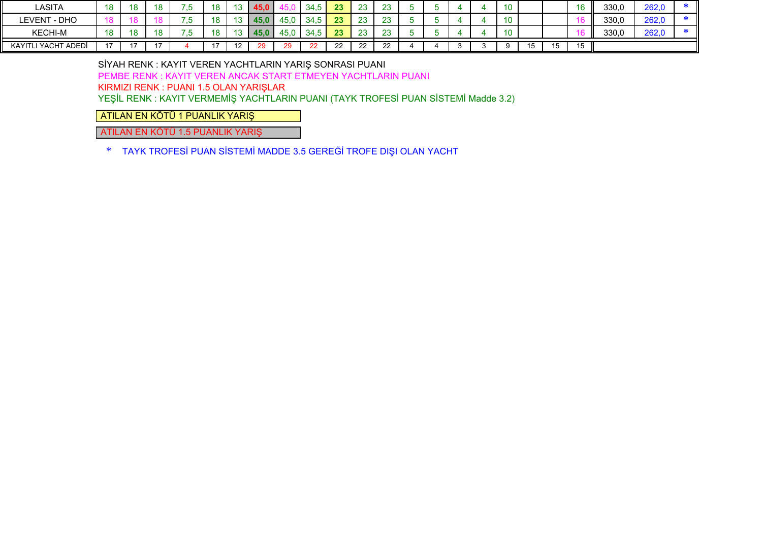| | | | | | | | | | | | | | | | | | | | | | | | |
|---|---|---|---|---|---|---|---|---|---|---|---|---|---|---|---|---|---|---|---|---|---|---|---|
| LASITA | 18 | 18 | 18 | 7,5 | 18 | 13 | **45,0** | 45,0 | 34,5 | **23** | 23 | 23 | 5 | 5 | 4 | 4 | 10 | | | 16 | 330,0 | 262,0 | * |
| LEVENT - DHO | 18 | 18 | 18 | 7,5 | 18 | 13 | **45,0** | 45,0 | 34,5 | **23** | 23 | 23 | 5 | 5 | 4 | 4 | 10 | | | 16 | 330,0 | 262,0 | * |
| KECHI-M | 18 | 18 | 18 | 7,5 | 18 | 13 | **45,0** | 45,0 | 34,5 | **23** | 23 | 23 | 5 | 5 | 4 | 4 | 10 | | | 16 | 330,0 | 262,0 | * |
| KAYITLI YACHT ADEDİ | 17 | 17 | 17 | 4 | 17 | 12 | 29 | 29 | 22 | 22 | 22 | 22 | 4 | 4 | 3 | 3 | 9 | 15 | 15 | 15 | | | |

SİYAH RENK : KAYIT VEREN YACHTLARIN YARIŞ SONRASI PUANI

PEMBE RENK : KAYIT VEREN ANCAK START ETMEYEN YACHTLARIN PUANI

KIRMIZI RENK : PUANI 1.5 OLAN YARIŞLAR

YEŞİL RENK : KAYIT VERMEMİŞ YACHTLARIN PUANI (TAYK TROFESİ PUAN SİSTEMİ Madde 3.2)

ATILAN EN KÖTÜ 1 PUANLIK YARIŞ

ATILAN EN KÖTÜ 1.5 PUANLIK YARIŞ

* TAYK TROFESİ PUAN SİSTEMİ MADDE 3.5 GEREĞİ TROFE DIŞI OLAN YACHT